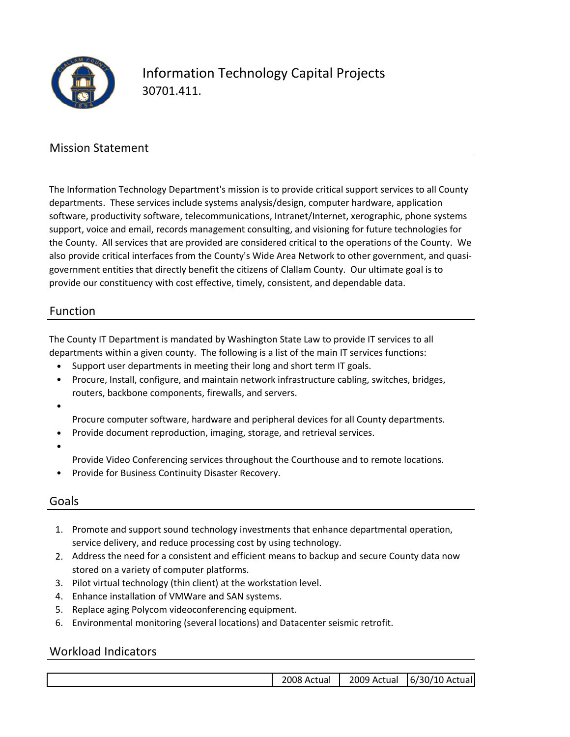# Information Technology Capital Projects

30701.411.

## Mission Statement

The Information Technology Department's mission is to provide critical support services to all County departments. These services include systems analysis/design, computer hardware, application software, productivity software, telecommunications, Intranet/Internet, xerographic, phone systems support, voice and email, records management consulting, and visioning for future technologies for the County. All services that are provided are considered critical to the operations of the County. We also provide critical interfaces from the County's Wide Area Network to other government, and quasi-government entities that directly benefit the citizens of Clallam County. Our ultimate goal is to provide our constituency with cost effective, timely, consistent, and dependable data.

## Function

The County IT Department is mandated by Washington State Law to provide IT services to all departments within a given county. The following is a list of the main IT services functions:

- Support user departments in meeting their long and short term IT goals.
- Procure, Install, configure, and maintain network infrastructure cabling, switches, bridges, routers, backbone components, firewalls, and servers.
- Procure computer software, hardware and peripheral devices for all County departments.
- Provide document reproduction, imaging, storage, and retrieval services.
- Provide Video Conferencing services throughout the Courthouse and to remote locations.
- Provide for Business Continuity Disaster Recovery.

## Goals

1. Promote and support sound technology investments that enhance departmental operation, service delivery, and reduce processing cost by using technology.
2. Address the need for a consistent and efficient means to backup and secure County data now stored on a variety of computer platforms.
3. Pilot virtual technology (thin client) at the workstation level.
4. Enhance installation of VMWare and SAN systems.
5. Replace aging Polycom videoconferencing equipment.
6. Environmental monitoring (several locations) and Datacenter seismic retrofit.

## Workload Indicators

| | 2008 Actual | 2009 Actual | 6/30/10 Actual |
|---|---|---|---|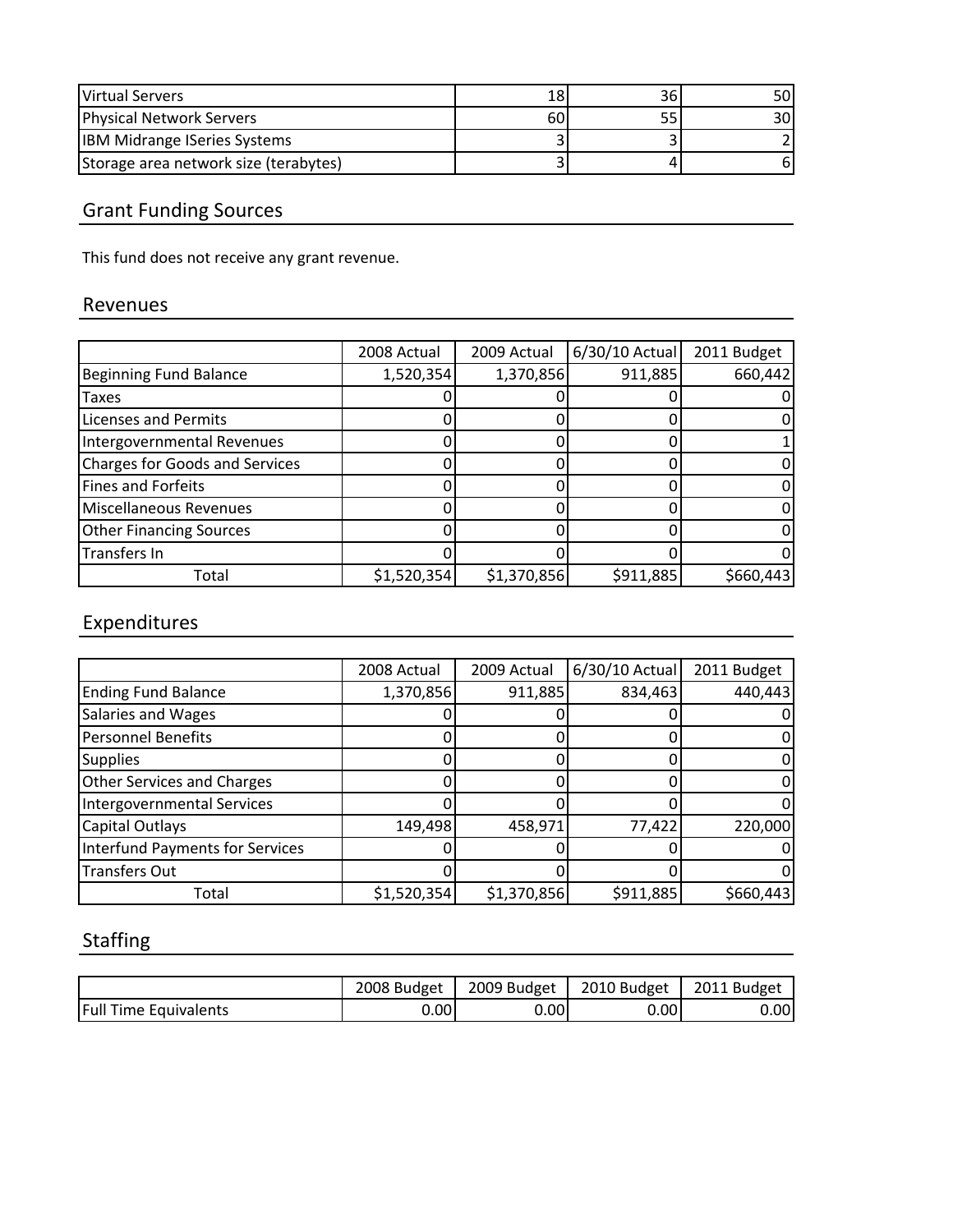| | | | |
|---|---|---|---|
| Virtual Servers | 18 | 36 | 50 |
| Physical Network Servers | 60 | 55 | 30 |
| IBM Midrange ISeries Systems | 3 | 3 | 2 |
| Storage area network size (terabytes) | 3 | 4 | 6 |

## Grant Funding Sources

This fund does not receive any grant revenue.

## Revenues

| | 2008 Actual | 2009 Actual | 6/30/10 Actual | 2011 Budget |
|---|---|---|---|---|
| Beginning Fund Balance | 1,520,354 | 1,370,856 | 911,885 | 660,442 |
| Taxes | 0 | 0 | 0 | 0 |
| Licenses and Permits | 0 | 0 | 0 | 0 |
| Intergovernmental Revenues | 0 | 0 | 0 | 1 |
| Charges for Goods and Services | 0 | 0 | 0 | 0 |
| Fines and Forfeits | 0 | 0 | 0 | 0 |
| Miscellaneous Revenues | 0 | 0 | 0 | 0 |
| Other Financing Sources | 0 | 0 | 0 | 0 |
| Transfers In | 0 | 0 | 0 | 0 |
| Total | $1,520,354 | $1,370,856 | $911,885 | $660,443 |

## Expenditures

| | 2008 Actual | 2009 Actual | 6/30/10 Actual | 2011 Budget |
|---|---|---|---|---|
| Ending Fund Balance | 1,370,856 | 911,885 | 834,463 | 440,443 |
| Salaries and Wages | 0 | 0 | 0 | 0 |
| Personnel Benefits | 0 | 0 | 0 | 0 |
| Supplies | 0 | 0 | 0 | 0 |
| Other Services and Charges | 0 | 0 | 0 | 0 |
| Intergovernmental Services | 0 | 0 | 0 | 0 |
| Capital Outlays | 149,498 | 458,971 | 77,422 | 220,000 |
| Interfund Payments for Services | 0 | 0 | 0 | 0 |
| Transfers Out | 0 | 0 | 0 | 0 |
| Total | $1,520,354 | $1,370,856 | $911,885 | $660,443 |

## Staffing

| | 2008 Budget | 2009 Budget | 2010 Budget | 2011 Budget |
|---|---|---|---|---|
| Full Time Equivalents | 0.00 | 0.00 | 0.00 | 0.00 |